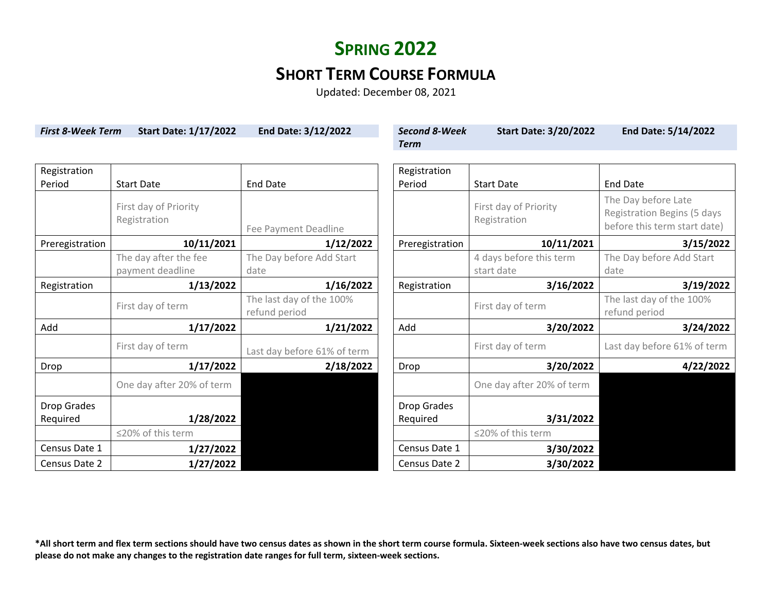# Spring 2022

## Short Term Course Formula

Updated: December 08, 2021

***First 8-Week Term*** **Start Date: 1/17/2022** **End Date: 3/12/2022**

| Registration Period | Start Date | End Date |
|---|---|---|
| | First day of Priority Registration | Fee Payment Deadline |
| Preregistration | **10/11/2021** | **1/12/2022** |
| | The day after the fee payment deadline | The Day before Add Start date |
| Registration | **1/13/2022** | **1/16/2022** |
| | First day of term | The last day of the 100% refund period |
| Add | **1/17/2022** | **1/21/2022** |
| | First day of term | Last day before 61% of term |
| Drop | **1/17/2022** | **2/18/2022** |
| | One day after 20% of term | |
| Drop Grades Required | **1/28/2022** | |
| | ≤20% of this term | |
| Census Date 1 | **1/27/2022** | |
| Census Date 2 | **1/27/2022** | |

***Second 8-Week Term*** **Start Date: 3/20/2022** **End Date: 5/14/2022**

| Registration Period | Start Date | End Date |
|---|---|---|
| | First day of Priority Registration | The Day before Late Registration Begins (5 days before this term start date) |
| Preregistration | **10/11/2021** | **3/15/2022** |
| | 4 days before this term start date | The Day before Add Start date |
| Registration | **3/16/2022** | **3/19/2022** |
| | First day of term | The last day of the 100% refund period |
| Add | **3/20/2022** | **3/24/2022** |
| | First day of term | Last day before 61% of term |
| Drop | **3/20/2022** | **4/22/2022** |
| | One day after 20% of term | |
| Drop Grades Required | **3/31/2022** | |
| | ≤20% of this term | |
| Census Date 1 | **3/30/2022** | |
| Census Date 2 | **3/30/2022** | |

***All short term and flex term sections should have two census dates as shown in the short term course formula. Sixteen-week sections also have two census dates, but please do not make any changes to the registration date ranges for full term, sixteen-week sections.**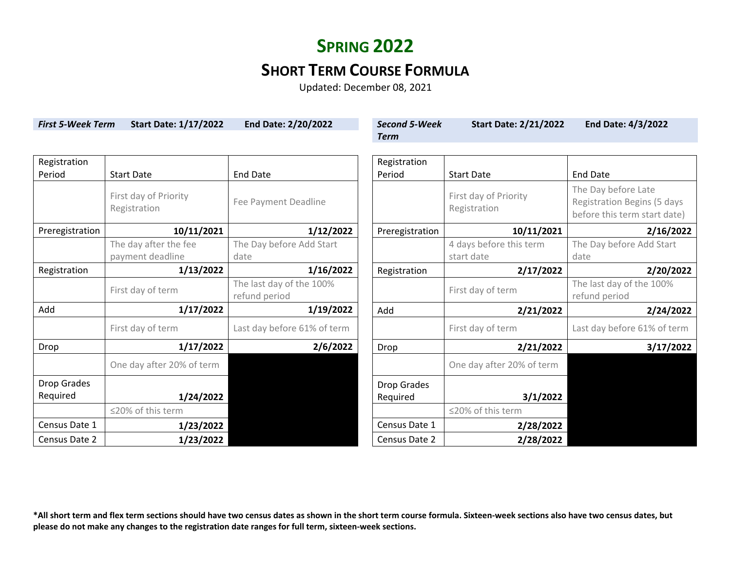# Spring 2022

## Short Term Course Formula

Updated: December 08, 2021

***First 5-Week Term*** **Start Date: 1/17/2022** **End Date: 2/20/2022**

| Registration Period | Start Date | End Date |
|---|---|---|
| | First day of Priority Registration | Fee Payment Deadline |
| Preregistration | **10/11/2021** | **1/12/2022** |
| | The day after the fee payment deadline | The Day before Add Start date |
| Registration | **1/13/2022** | **1/16/2022** |
| | First day of term | The last day of the 100% refund period |
| Add | **1/17/2022** | **1/19/2022** |
| | First day of term | Last day before 61% of term |
| Drop | **1/17/2022** | **2/6/2022** |
| | One day after 20% of term | |
| Drop Grades Required | **1/24/2022** | |
| | ≤20% of this term | |
| Census Date 1 | **1/23/2022** | |
| Census Date 2 | **1/23/2022** | |

***Second 5-Week Term*** **Start Date: 2/21/2022** **End Date: 4/3/2022**

| Registration Period | Start Date | End Date |
|---|---|---|
| | First day of Priority Registration | The Day before Late Registration Begins (5 days before this term start date) |
| Preregistration | **10/11/2021** | **2/16/2022** |
| | 4 days before this term start date | The Day before Add Start date |
| Registration | **2/17/2022** | **2/20/2022** |
| | First day of term | The last day of the 100% refund period |
| Add | **2/21/2022** | **2/24/2022** |
| | First day of term | Last day before 61% of term |
| Drop | **2/21/2022** | **3/17/2022** |
| | One day after 20% of term | |
| Drop Grades Required | **3/1/2022** | |
| | ≤20% of this term | |
| Census Date 1 | **2/28/2022** | |
| Census Date 2 | **2/28/2022** | |

**\*All short term and flex term sections should have two census dates as shown in the short term course formula. Sixteen-week sections also have two census dates, but please do not make any changes to the registration date ranges for full term, sixteen-week sections.**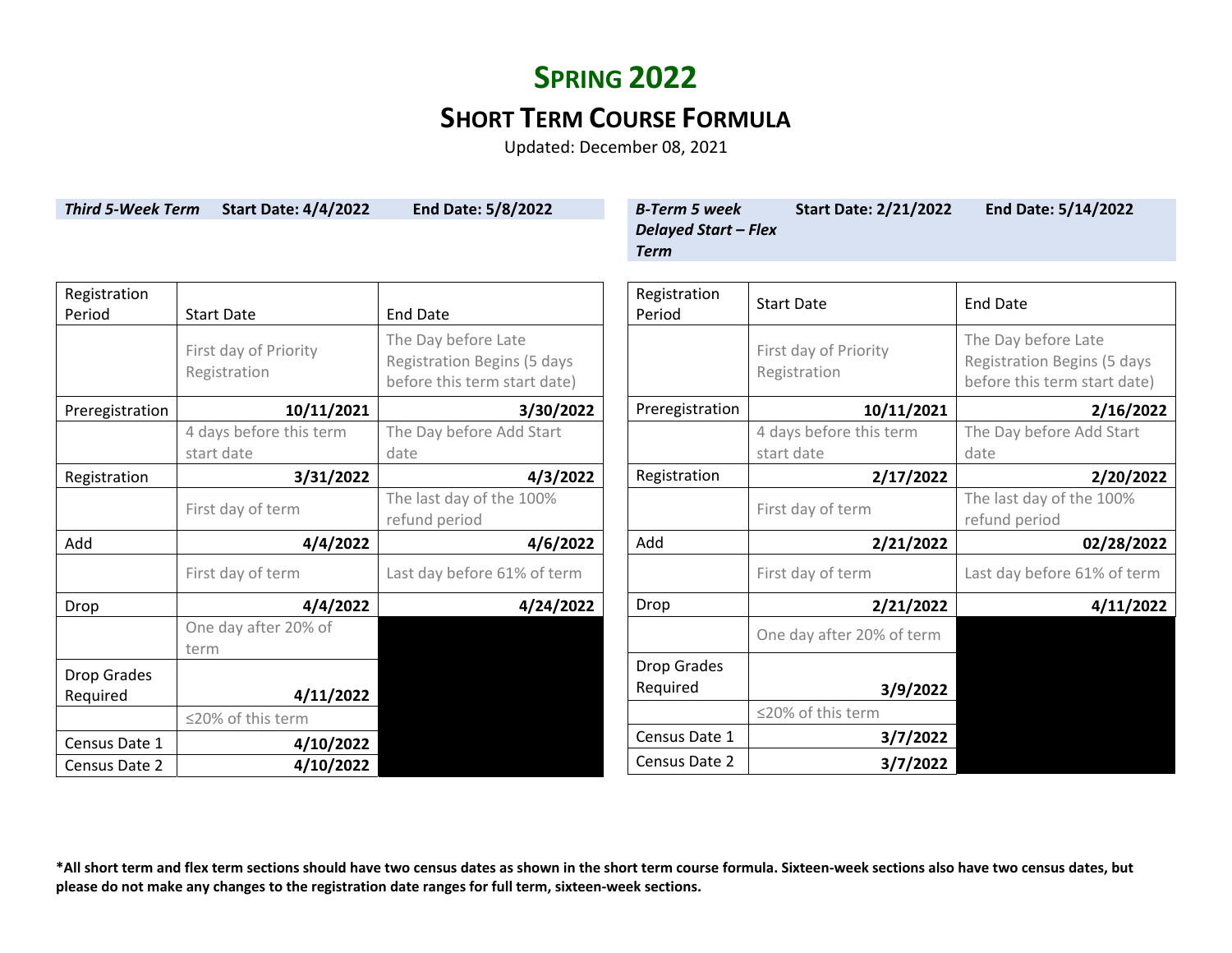# Spring 2022

## Short Term Course Formula

Updated: December 08, 2021

| ***Third 5-Week Term*** | **Start Date: 4/4/2022** | **End Date: 5/8/2022** |
|---|---|---|

| Registration Period | Start Date | End Date |
|---|---|---|
| | First day of Priority Registration | The Day before Late Registration Begins (5 days before this term start date) |
| Preregistration | **10/11/2021** | **3/30/2022** |
| | 4 days before this term start date | The Day before Add Start date |
| Registration | **3/31/2022** | **4/3/2022** |
| | First day of term | The last day of the 100% refund period |
| Add | **4/4/2022** | **4/6/2022** |
| | First day of term | Last day before 61% of term |
| Drop | **4/4/2022** | **4/24/2022** |
| | One day after 20% of term | |
| Drop Grades Required | **4/11/2022** | |
| | ≤20% of this term | |
| Census Date 1 | **4/10/2022** | |
| Census Date 2 | **4/10/2022** | |

| ***B-Term 5 week Delayed Start – Flex Term*** | **Start Date: 2/21/2022** | **End Date: 5/14/2022** |
|---|---|---|

| Registration Period | Start Date | End Date |
|---|---|---|
| | First day of Priority Registration | The Day before Late Registration Begins (5 days before this term start date) |
| Preregistration | **10/11/2021** | **2/16/2022** |
| | 4 days before this term start date | The Day before Add Start date |
| Registration | **2/17/2022** | **2/20/2022** |
| | First day of term | The last day of the 100% refund period |
| Add | **2/21/2022** | **02/28/2022** |
| | First day of term | Last day before 61% of term |
| Drop | **2/21/2022** | **4/11/2022** |
| | One day after 20% of term | |
| Drop Grades Required | **3/9/2022** | |
| | ≤20% of this term | |
| Census Date 1 | **3/7/2022** | |
| Census Date 2 | **3/7/2022** | |

**\*All short term and flex term sections should have two census dates as shown in the short term course formula. Sixteen-week sections also have two census dates, but please do not make any changes to the registration date ranges for full term, sixteen-week sections.**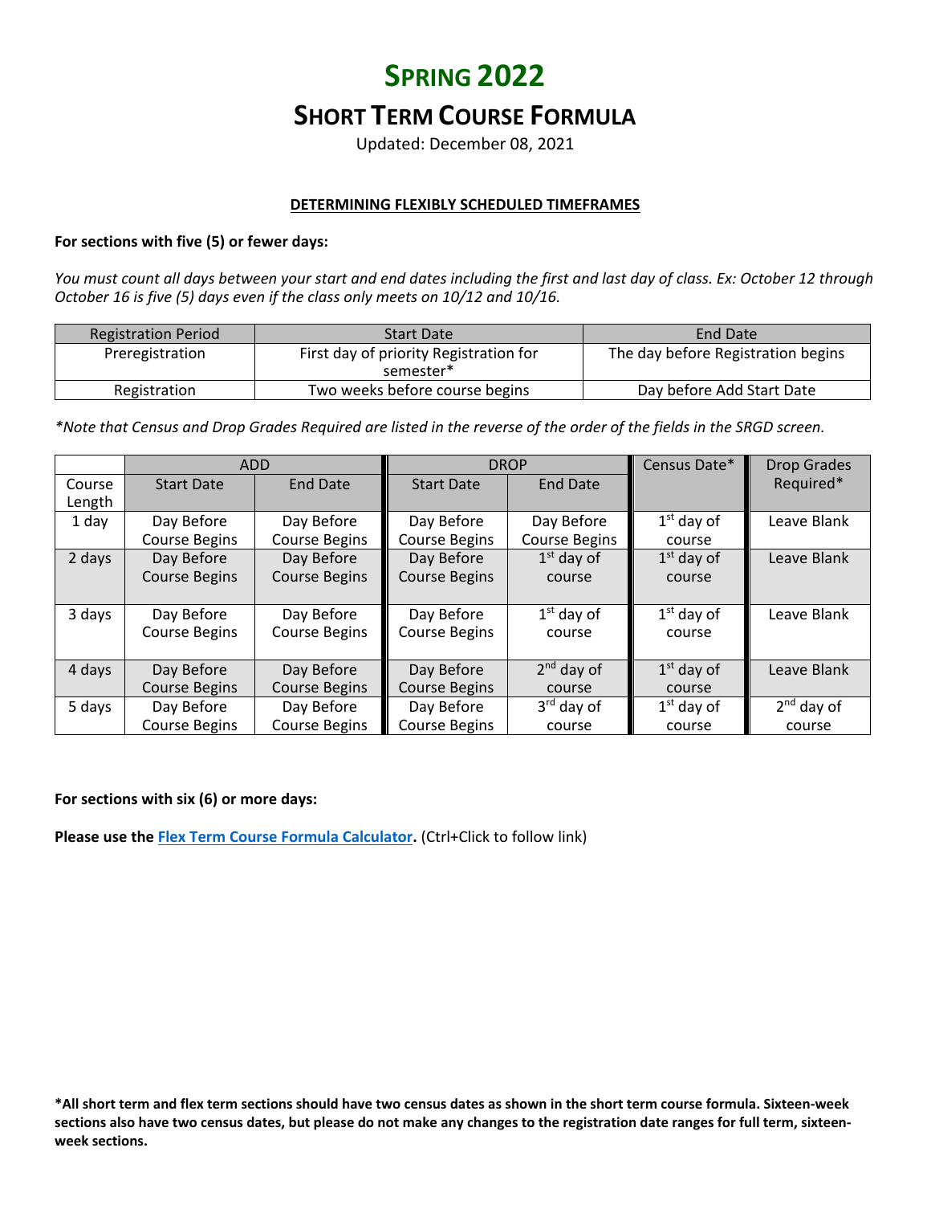# Spring 2022

## Short Term Course Formula

Updated: December 08, 2021

**DETERMINING FLEXIBLY SCHEDULED TIMEFRAMES**

**For sections with five (5) or fewer days:**

*You must count all days between your start and end dates including the first and last day of class. Ex: October 12 through October 16 is five (5) days even if the class only meets on 10/12 and 10/16.*

| Registration Period | Start Date | End Date |
|---|---|---|
| Preregistration | First day of priority Registration for semester* | The day before Registration begins |
| Registration | Two weeks before course begins | Day before Add Start Date |

*Note that Census and Drop Grades Required are listed in the reverse of the order of the fields in the SRGD screen.*

| | ADD | | DROP | | Census Date* | Drop Grades Required* |
|---|---|---|---|---|---|---|
| Course Length | Start Date | End Date | Start Date | End Date | | |
| 1 day | Day Before Course Begins | Day Before Course Begins | Day Before Course Begins | Day Before Course Begins | 1st day of course | Leave Blank |
| 2 days | Day Before Course Begins | Day Before Course Begins | Day Before Course Begins | 1st day of course | 1st day of course | Leave Blank |
| 3 days | Day Before Course Begins | Day Before Course Begins | Day Before Course Begins | 1st day of course | 1st day of course | Leave Blank |
| 4 days | Day Before Course Begins | Day Before Course Begins | Day Before Course Begins | 2nd day of course | 1st day of course | Leave Blank |
| 5 days | Day Before Course Begins | Day Before Course Begins | Day Before Course Begins | 3rd day of course | 1st day of course | 2nd day of course |

**For sections with six (6) or more days:**

**Please use the Flex Term Course Formula Calculator.** (Ctrl+Click to follow link)

**\*All short term and flex term sections should have two census dates as shown in the short term course formula. Sixteen-week sections also have two census dates, but please do not make any changes to the registration date ranges for full term, sixteen-week sections.**